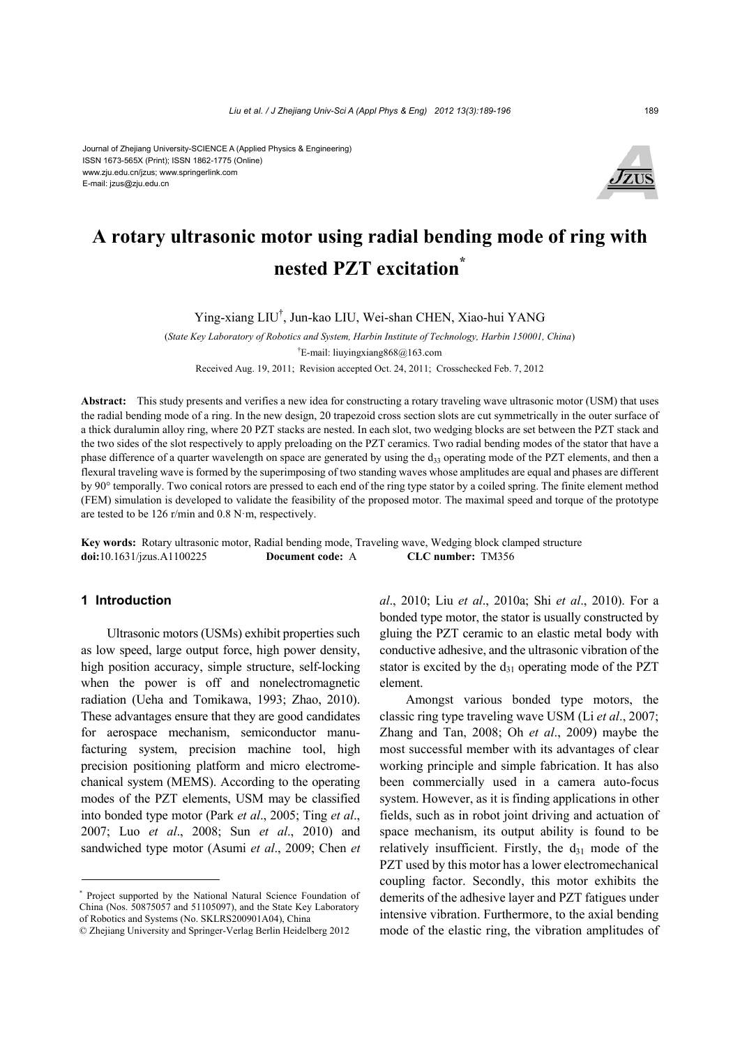Journal of Zhejiang University-SCIENCE A (Applied Physics & Engineering)
ISSN 1673-565X (Print); ISSN 1862-1775 (Online)
www.zju.edu.cn/jzus; www.springerlink.com
E-mail: jzus@zju.edu.cn

# A rotary ultrasonic motor using radial bending mode of ring with nested PZT excitation*

Ying-xiang LIU†, Jun-kao LIU, Wei-shan CHEN, Xiao-hui YANG

(*State Key Laboratory of Robotics and System, Harbin Institute of Technology, Harbin 150001, China*)

†E-mail: liuyingxiang868@163.com

Received Aug. 19, 2011; Revision accepted Oct. 24, 2011; Crosschecked Feb. 7, 2012

**Abstract:** This study presents and verifies a new idea for constructing a rotary traveling wave ultrasonic motor (USM) that uses the radial bending mode of a ring. In the new design, 20 trapezoid cross section slots are cut symmetrically in the outer surface of a thick duralumin alloy ring, where 20 PZT stacks are nested. In each slot, two wedging blocks are set between the PZT stack and the two sides of the slot respectively to apply preloading on the PZT ceramics. Two radial bending modes of the stator that have a phase difference of a quarter wavelength on space are generated by using the $d_{33}$ operating mode of the PZT elements, and then a flexural traveling wave is formed by the superimposing of two standing waves whose amplitudes are equal and phases are different by 90° temporally. Two conical rotors are pressed to each end of the ring type stator by a coiled spring. The finite element method (FEM) simulation is developed to validate the feasibility of the proposed motor. The maximal speed and torque of the prototype are tested to be 126 r/min and 0.8 N·m, respectively.

**Key words:** Rotary ultrasonic motor, Radial bending mode, Traveling wave, Wedging block clamped structure
**doi:**10.1631/jzus.A1100225 **Document code:** A **CLC number:** TM356

## 1 Introduction

Ultrasonic motors (USMs) exhibit properties such as low speed, large output force, high power density, high position accuracy, simple structure, self-locking when the power is off and nonelectromagnetic radiation (Ueha and Tomikawa, 1993; Zhao, 2010). These advantages ensure that they are good candidates for aerospace mechanism, semiconductor manufacturing system, precision machine tool, high precision positioning platform and micro electromechanical system (MEMS). According to the operating modes of the PZT elements, USM may be classified into bonded type motor (Park *et al*., 2005; Ting *et al*., 2007; Luo *et al*., 2008; Sun *et al*., 2010) and sandwiched type motor (Asumi *et al*., 2009; Chen *et al*., 2010; Liu *et al*., 2010a; Shi *et al*., 2010). For a bonded type motor, the stator is usually constructed by gluing the PZT ceramic to an elastic metal body with conductive adhesive, and the ultrasonic vibration of the stator is excited by the $d_{31}$ operating mode of the PZT element.

Amongst various bonded type motors, the classic ring type traveling wave USM (Li *et al*., 2007; Zhang and Tan, 2008; Oh *et al*., 2009) maybe the most successful member with its advantages of clear working principle and simple fabrication. It has also been commercially used in a camera auto-focus system. However, as it is finding applications in other fields, such as in robot joint driving and actuation of space mechanism, its output ability is found to be relatively insufficient. Firstly, the $d_{31}$ mode of the PZT used by this motor has a lower electromechanical coupling factor. Secondly, this motor exhibits the demerits of the adhesive layer and PZT fatigues under intensive vibration. Furthermore, to the axial bending mode of the elastic ring, the vibration amplitudes of

---

* Project supported by the National Natural Science Foundation of China (Nos. 50875057 and 51105097), and the State Key Laboratory of Robotics and Systems (No. SKLRS200901A04), China

© Zhejiang University and Springer-Verlag Berlin Heidelberg 2012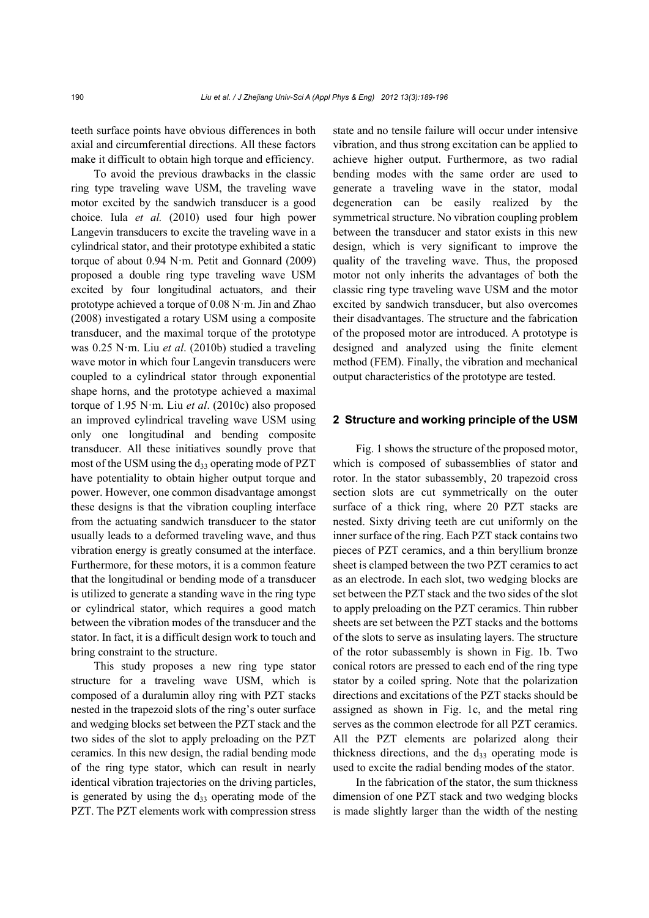teeth surface points have obvious differences in both axial and circumferential directions. All these factors make it difficult to obtain high torque and efficiency.

To avoid the previous drawbacks in the classic ring type traveling wave USM, the traveling wave motor excited by the sandwich transducer is a good choice. Iula *et al.* (2010) used four high power Langevin transducers to excite the traveling wave in a cylindrical stator, and their prototype exhibited a static torque of about 0.94 N·m. Petit and Gonnard (2009) proposed a double ring type traveling wave USM excited by four longitudinal actuators, and their prototype achieved a torque of 0.08 N·m. Jin and Zhao (2008) investigated a rotary USM using a composite transducer, and the maximal torque of the prototype was 0.25 N·m. Liu *et al*. (2010b) studied a traveling wave motor in which four Langevin transducers were coupled to a cylindrical stator through exponential shape horns, and the prototype achieved a maximal torque of 1.95 N·m. Liu *et al*. (2010c) also proposed an improved cylindrical traveling wave USM using only one longitudinal and bending composite transducer. All these initiatives soundly prove that most of the USM using the $d_{33}$ operating mode of PZT have potentiality to obtain higher output torque and power. However, one common disadvantage amongst these designs is that the vibration coupling interface from the actuating sandwich transducer to the stator usually leads to a deformed traveling wave, and thus vibration energy is greatly consumed at the interface. Furthermore, for these motors, it is a common feature that the longitudinal or bending mode of a transducer is utilized to generate a standing wave in the ring type or cylindrical stator, which requires a good match between the vibration modes of the transducer and the stator. In fact, it is a difficult design work to touch and bring constraint to the structure.

This study proposes a new ring type stator structure for a traveling wave USM, which is composed of a duralumin alloy ring with PZT stacks nested in the trapezoid slots of the ring's outer surface and wedging blocks set between the PZT stack and the two sides of the slot to apply preloading on the PZT ceramics. In this new design, the radial bending mode of the ring type stator, which can result in nearly identical vibration trajectories on the driving particles, is generated by using the $d_{33}$ operating mode of the PZT. The PZT elements work with compression stress state and no tensile failure will occur under intensive vibration, and thus strong excitation can be applied to achieve higher output. Furthermore, as two radial bending modes with the same order are used to generate a traveling wave in the stator, modal degeneration can be easily realized by the symmetrical structure. No vibration coupling problem between the transducer and stator exists in this new design, which is very significant to improve the quality of the traveling wave. Thus, the proposed motor not only inherits the advantages of both the classic ring type traveling wave USM and the motor excited by sandwich transducer, but also overcomes their disadvantages. The structure and the fabrication of the proposed motor are introduced. A prototype is designed and analyzed using the finite element method (FEM). Finally, the vibration and mechanical output characteristics of the prototype are tested.

## 2 Structure and working principle of the USM

Fig. 1 shows the structure of the proposed motor, which is composed of subassemblies of stator and rotor. In the stator subassembly, 20 trapezoid cross section slots are cut symmetrically on the outer surface of a thick ring, where 20 PZT stacks are nested. Sixty driving teeth are cut uniformly on the inner surface of the ring. Each PZT stack contains two pieces of PZT ceramics, and a thin beryllium bronze sheet is clamped between the two PZT ceramics to act as an electrode. In each slot, two wedging blocks are set between the PZT stack and the two sides of the slot to apply preloading on the PZT ceramics. Thin rubber sheets are set between the PZT stacks and the bottoms of the slots to serve as insulating layers. The structure of the rotor subassembly is shown in Fig. 1b. Two conical rotors are pressed to each end of the ring type stator by a coiled spring. Note that the polarization directions and excitations of the PZT stacks should be assigned as shown in Fig. 1c, and the metal ring serves as the common electrode for all PZT ceramics. All the PZT elements are polarized along their thickness directions, and the $d_{33}$ operating mode is used to excite the radial bending modes of the stator.

In the fabrication of the stator, the sum thickness dimension of one PZT stack and two wedging blocks is made slightly larger than the width of the nesting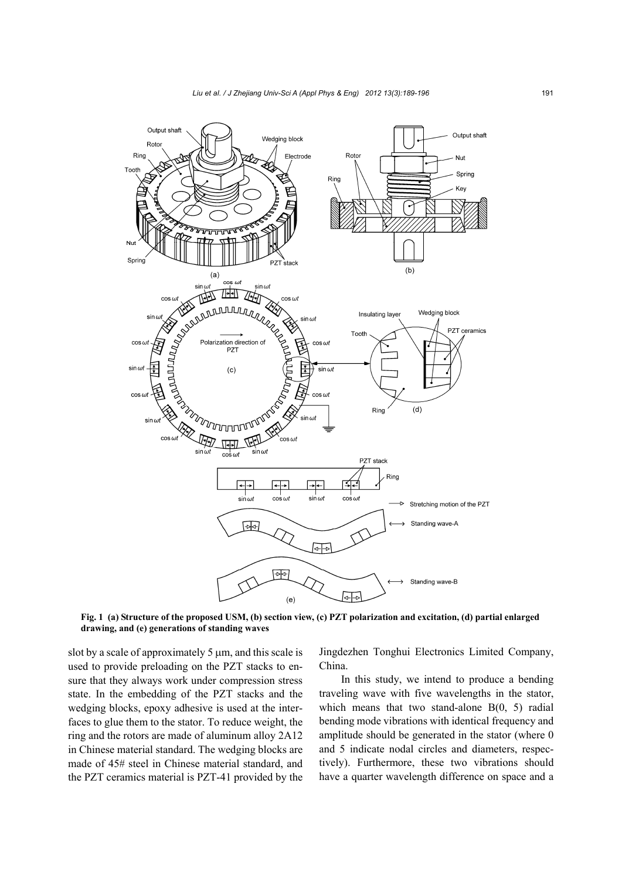**Fig. 1 (a) Structure of the proposed USM, (b) section view, (c) PZT polarization and excitation, (d) partial enlarged drawing, and (e) generations of standing waves**

slot by a scale of approximately 5 μm, and this scale is used to provide preloading on the PZT stacks to ensure that they always work under compression stress state. In the embedding of the PZT stacks and the wedging blocks, epoxy adhesive is used at the interfaces to glue them to the stator. To reduce weight, the ring and the rotors are made of aluminum alloy 2A12 in Chinese material standard. The wedging blocks are made of 45# steel in Chinese material standard, and the PZT ceramics material is PZT-41 provided by the Jingdezhen Tonghui Electronics Limited Company, China.

In this study, we intend to produce a bending traveling wave with five wavelengths in the stator, which means that two stand-alone B(0, 5) radial bending mode vibrations with identical frequency and amplitude should be generated in the stator (where 0 and 5 indicate nodal circles and diameters, respectively). Furthermore, these two vibrations should have a quarter wavelength difference on space and a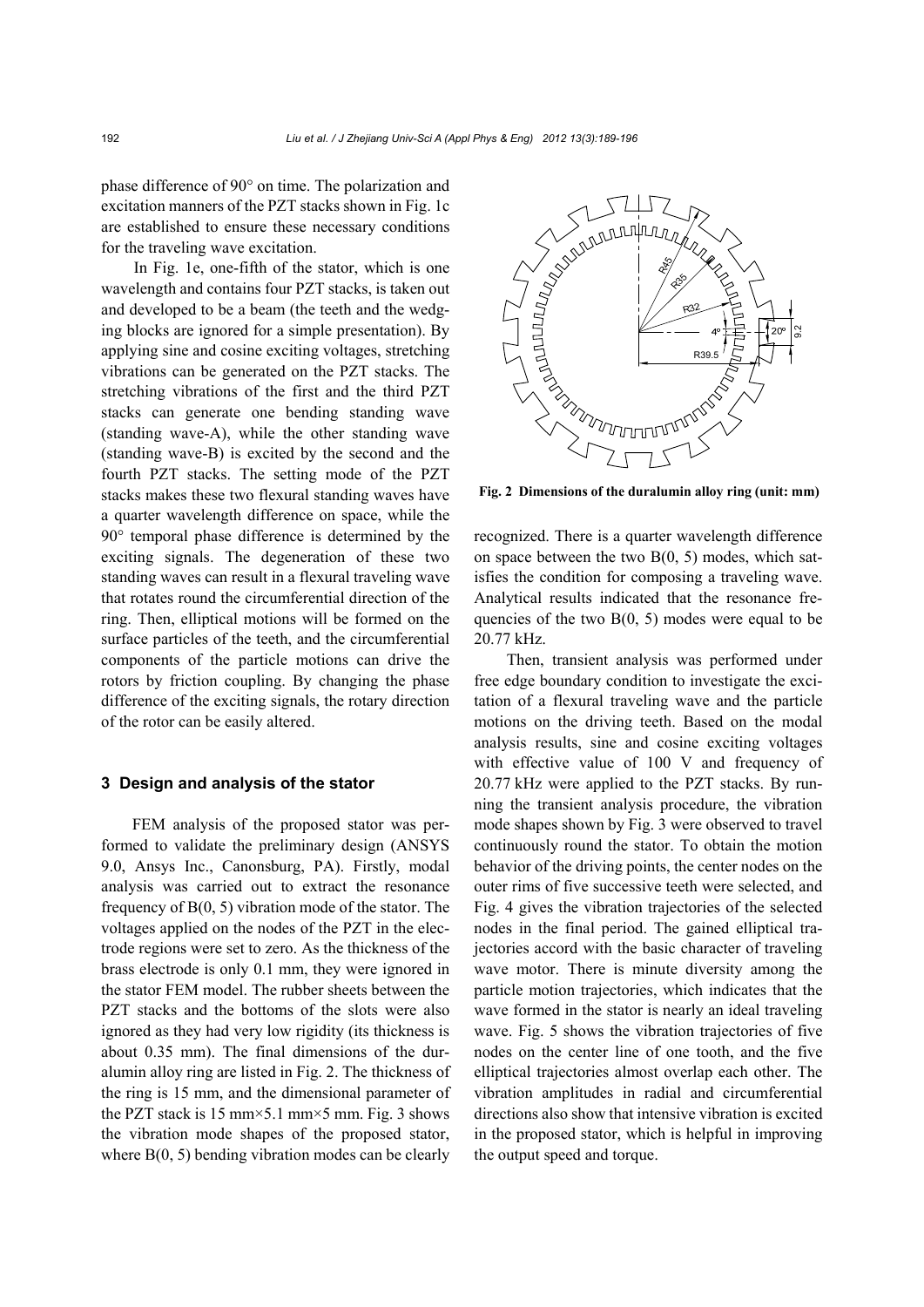phase difference of 90° on time. The polarization and excitation manners of the PZT stacks shown in Fig. 1c are established to ensure these necessary conditions for the traveling wave excitation.

In Fig. 1e, one-fifth of the stator, which is one wavelength and contains four PZT stacks, is taken out and developed to be a beam (the teeth and the wedging blocks are ignored for a simple presentation). By applying sine and cosine exciting voltages, stretching vibrations can be generated on the PZT stacks. The stretching vibrations of the first and the third PZT stacks can generate one bending standing wave (standing wave-A), while the other standing wave (standing wave-B) is excited by the second and the fourth PZT stacks. The setting mode of the PZT stacks makes these two flexural standing waves have a quarter wavelength difference on space, while the 90° temporal phase difference is determined by the exciting signals. The degeneration of these two standing waves can result in a flexural traveling wave that rotates round the circumferential direction of the ring. Then, elliptical motions will be formed on the surface particles of the teeth, and the circumferential components of the particle motions can drive the rotors by friction coupling. By changing the phase difference of the exciting signals, the rotary direction of the rotor can be easily altered.

## 3 Design and analysis of the stator

FEM analysis of the proposed stator was performed to validate the preliminary design (ANSYS 9.0, Ansys Inc., Canonsburg, PA). Firstly, modal analysis was carried out to extract the resonance frequency of B(0, 5) vibration mode of the stator. The voltages applied on the nodes of the PZT in the electrode regions were set to zero. As the thickness of the brass electrode is only 0.1 mm, they were ignored in the stator FEM model. The rubber sheets between the PZT stacks and the bottoms of the slots were also ignored as they had very low rigidity (its thickness is about 0.35 mm). The final dimensions of the duralumin alloy ring are listed in Fig. 2. The thickness of the ring is 15 mm, and the dimensional parameter of the PZT stack is 15 mm×5.1 mm×5 mm. Fig. 3 shows the vibration mode shapes of the proposed stator, where B(0, 5) bending vibration modes can be clearly recognized. There is a quarter wavelength difference on space between the two B(0, 5) modes, which satisfies the condition for composing a traveling wave. Analytical results indicated that the resonance frequencies of the two B(0, 5) modes were equal to be 20.77 kHz.

**Fig. 2 Dimensions of the duralumin alloy ring (unit: mm)**

Then, transient analysis was performed under free edge boundary condition to investigate the excitation of a flexural traveling wave and the particle motions on the driving teeth. Based on the modal analysis results, sine and cosine exciting voltages with effective value of 100 V and frequency of 20.77 kHz were applied to the PZT stacks. By running the transient analysis procedure, the vibration mode shapes shown by Fig. 3 were observed to travel continuously round the stator. To obtain the motion behavior of the driving points, the center nodes on the outer rims of five successive teeth were selected, and Fig. 4 gives the vibration trajectories of the selected nodes in the final period. The gained elliptical trajectories accord with the basic character of traveling wave motor. There is minute diversity among the particle motion trajectories, which indicates that the wave formed in the stator is nearly an ideal traveling wave. Fig. 5 shows the vibration trajectories of five nodes on the center line of one tooth, and the five elliptical trajectories almost overlap each other. The vibration amplitudes in radial and circumferential directions also show that intensive vibration is excited in the proposed stator, which is helpful in improving the output speed and torque.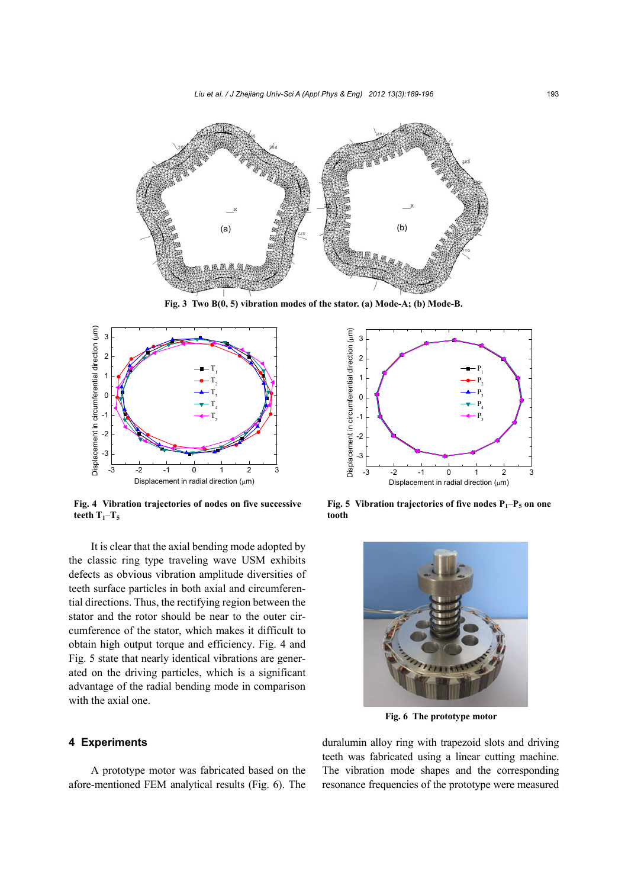Fig. 3 Two B(0, 5) vibration modes of the stator. (a) Mode-A; (b) Mode-B.

Fig. 4 Vibration trajectories of nodes on five successive teeth $T_1$–$T_5$

Fig. 5 Vibration trajectories of five nodes $P_1$–$P_5$ on one tooth

It is clear that the axial bending mode adopted by the classic ring type traveling wave USM exhibits defects as obvious vibration amplitude diversities of teeth surface particles in both axial and circumferential directions. Thus, the rectifying region between the stator and the rotor should be near to the outer circumference of the stator, which makes it difficult to obtain high output torque and efficiency. Fig. 4 and Fig. 5 state that nearly identical vibrations are generated on the driving particles, which is a significant advantage of the radial bending mode in comparison with the axial one.

Fig. 6 The prototype motor

## 4 Experiments

A prototype motor was fabricated based on the afore-mentioned FEM analytical results (Fig. 6). The duralumin alloy ring with trapezoid slots and driving teeth was fabricated using a linear cutting machine. The vibration mode shapes and the corresponding resonance frequencies of the prototype were measured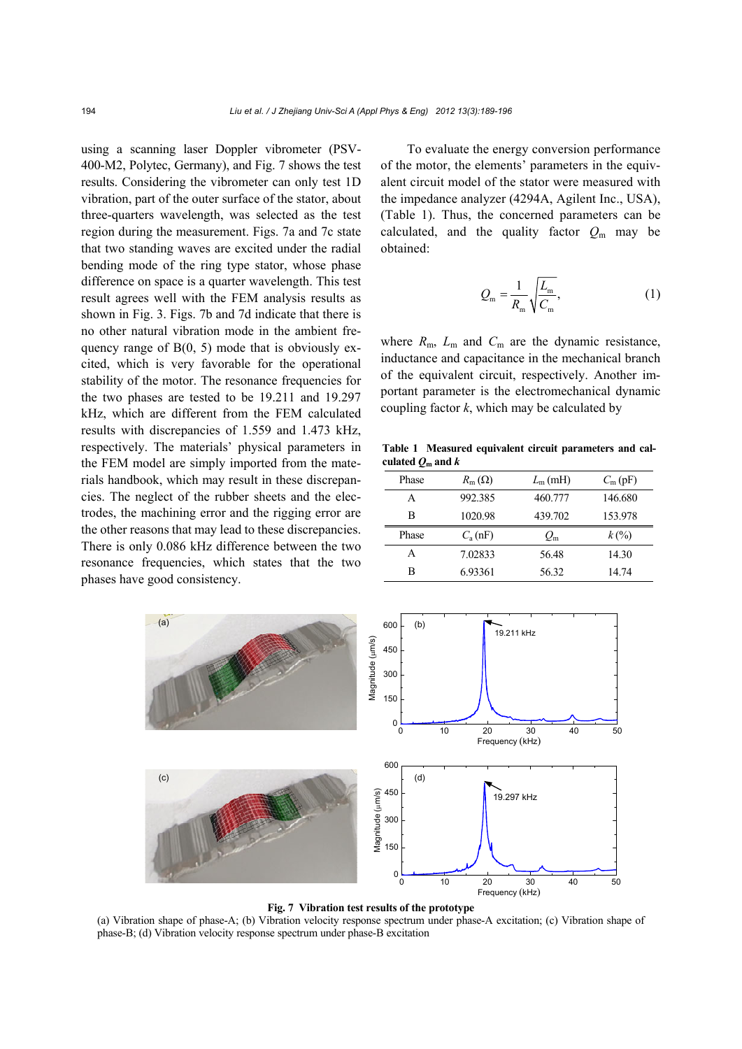using a scanning laser Doppler vibrometer (PSV-400-M2, Polytec, Germany), and Fig. 7 shows the test results. Considering the vibrometer can only test 1D vibration, part of the outer surface of the stator, about three-quarters wavelength, was selected as the test region during the measurement. Figs. 7a and 7c state that two standing waves are excited under the radial bending mode of the ring type stator, whose phase difference on space is a quarter wavelength. This test result agrees well with the FEM analysis results as shown in Fig. 3. Figs. 7b and 7d indicate that there is no other natural vibration mode in the ambient frequency range of B(0, 5) mode that is obviously excited, which is very favorable for the operational stability of the motor. The resonance frequencies for the two phases are tested to be 19.211 and 19.297 kHz, which are different from the FEM calculated results with discrepancies of 1.559 and 1.473 kHz, respectively. The materials' physical parameters in the FEM model are simply imported from the materials handbook, which may result in these discrepancies. The neglect of the rubber sheets and the electrodes, the machining error and the rigging error are the other reasons that may lead to these discrepancies. There is only 0.086 kHz difference between the two resonance frequencies, which states that the two phases have good consistency.

To evaluate the energy conversion performance of the motor, the elements' parameters in the equivalent circuit model of the stator were measured with the impedance analyzer (4294A, Agilent Inc., USA), (Table 1). Thus, the concerned parameters can be calculated, and the quality factor $Q_m$ may be obtained:

$$Q_m = \frac{1}{R_m}\sqrt{\frac{L_m}{C_m}}, \tag{1}$$

where $R_m$, $L_m$ and $C_m$ are the dynamic resistance, inductance and capacitance in the mechanical branch of the equivalent circuit, respectively. Another important parameter is the electromechanical dynamic coupling factor $k$, which may be calculated by

**Table 1 Measured equivalent circuit parameters and calculated $Q_m$ and $k$**

| Phase | $R_m$ (Ω) | $L_m$ (mH) | $C_m$ (pF) |
|---|---|---|---|
| A | 992.385 | 460.777 | 146.680 |
| B | 1020.98 | 439.702 | 153.978 |
| Phase | $C_a$ (nF) | $Q_m$ | $k$ (%) |
| A | 7.02833 | 56.48 | 14.30 |
| B | 6.93361 | 56.32 | 14.74 |

**Fig. 7 Vibration test results of the prototype**
(a) Vibration shape of phase-A; (b) Vibration velocity response spectrum under phase-A excitation; (c) Vibration shape of phase-B; (d) Vibration velocity response spectrum under phase-B excitation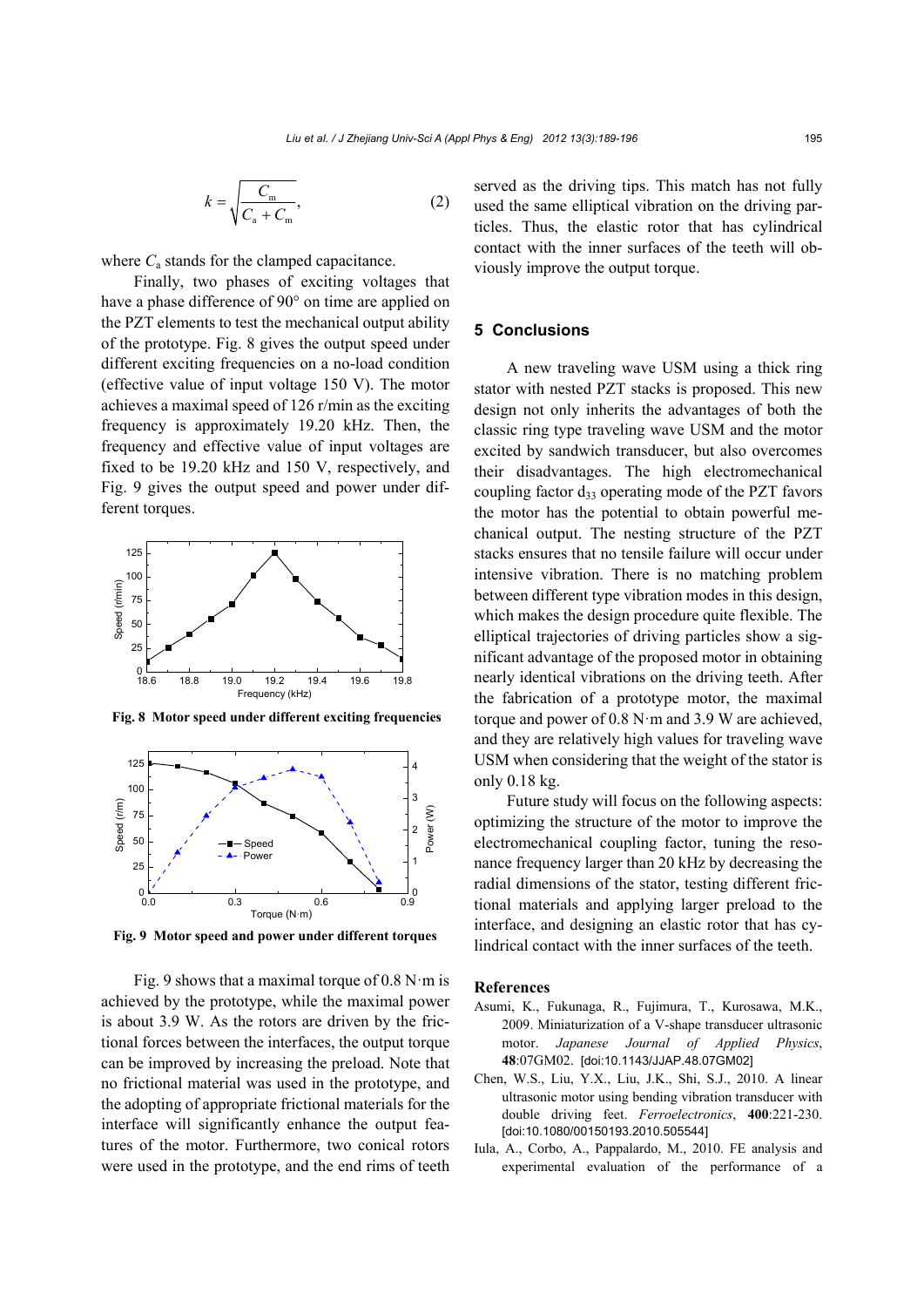$$k = \sqrt{\frac{C_m}{C_a + C_m}}, \quad (2)$$

where $C_a$ stands for the clamped capacitance.

Finally, two phases of exciting voltages that have a phase difference of 90° on time are applied on the PZT elements to test the mechanical output ability of the prototype. Fig. 8 gives the output speed under different exciting frequencies on a no-load condition (effective value of input voltage 150 V). The motor achieves a maximal speed of 126 r/min as the exciting frequency is approximately 19.20 kHz. Then, the frequency and effective value of input voltages are fixed to be 19.20 kHz and 150 V, respectively, and Fig. 9 gives the output speed and power under different torques.

**Fig. 8 Motor speed under different exciting frequencies**

**Fig. 9 Motor speed and power under different torques**

Fig. 9 shows that a maximal torque of 0.8 N·m is achieved by the prototype, while the maximal power is about 3.9 W. As the rotors are driven by the frictional forces between the interfaces, the output torque can be improved by increasing the preload. Note that no frictional material was used in the prototype, and the adopting of appropriate frictional materials for the interface will significantly enhance the output features of the motor. Furthermore, two conical rotors were used in the prototype, and the end rims of teeth served as the driving tips. This match has not fully used the same elliptical vibration on the driving particles. Thus, the elastic rotor that has cylindrical contact with the inner surfaces of the teeth will obviously improve the output torque.

## 5 Conclusions

A new traveling wave USM using a thick ring stator with nested PZT stacks is proposed. This new design not only inherits the advantages of both the classic ring type traveling wave USM and the motor excited by sandwich transducer, but also overcomes their disadvantages. The high electromechanical coupling factor $d_{33}$ operating mode of the PZT favors the motor has the potential to obtain powerful mechanical output. The nesting structure of the PZT stacks ensures that no tensile failure will occur under intensive vibration. There is no matching problem between different type vibration modes in this design, which makes the design procedure quite flexible. The elliptical trajectories of driving particles show a significant advantage of the proposed motor in obtaining nearly identical vibrations on the driving teeth. After the fabrication of a prototype motor, the maximal torque and power of 0.8 N·m and 3.9 W are achieved, and they are relatively high values for traveling wave USM when considering that the weight of the stator is only 0.18 kg.

Future study will focus on the following aspects: optimizing the structure of the motor to improve the electromechanical coupling factor, tuning the resonance frequency larger than 20 kHz by decreasing the radial dimensions of the stator, testing different frictional materials and applying larger preload to the interface, and designing an elastic rotor that has cylindrical contact with the inner surfaces of the teeth.

## References

Asumi, K., Fukunaga, R., Fujimura, T., Kurosawa, M.K., 2009. Miniaturization of a V-shape transducer ultrasonic motor. *Japanese Journal of Applied Physics*, **48**:07GM02. [doi:10.1143/JJAP.48.07GM02]

Chen, W.S., Liu, Y.X., Liu, J.K., Shi, S.J., 2010. A linear ultrasonic motor using bending vibration transducer with double driving feet. *Ferroelectronics*, **400**:221-230. [doi:10.1080/00150193.2010.505544]

Iula, A., Corbo, A., Pappalardo, M., 2010. FE analysis and experimental evaluation of the performance of a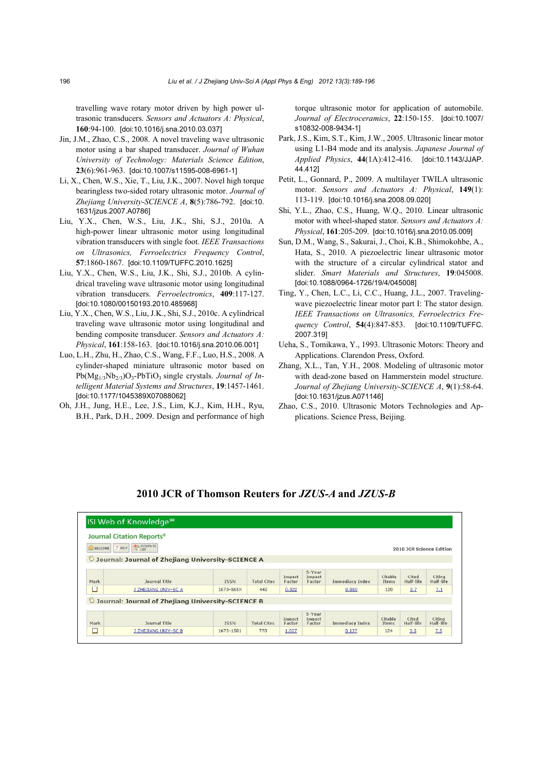travelling wave rotary motor driven by high power ultrasonic transducers. *Sensors and Actuators A: Physical*, **160**:94-100. [doi:10.1016/j.sna.2010.03.037]

Jin, J.M., Zhao, C.S., 2008. A novel traveling wave ultrasonic motor using a bar shaped transducer. *Journal of Wuhan University of Technology: Materials Science Edition*, **23**(6):961-963. [doi:10.1007/s11595-008-6961-1]

Li, X., Chen, W.S., Xie, T., Liu, J.K., 2007. Novel high torque bearingless two-sided rotary ultrasonic motor. *Journal of Zhejiang University-SCIENCE A*, **8**(5):786-792. [doi:10.1631/jzus.2007.A0786]

Liu, Y.X., Chen, W.S., Liu, J.K., Shi, S.J., 2010a. A high-power linear ultrasonic motor using longitudinal vibration transducers with single foot. *IEEE Transactions on Ultrasonics, Ferroelectrics Frequency Control*, **57**:1860-1867. [doi:10.1109/TUFFC.2010.1625]

Liu, Y.X., Chen, W.S., Liu, J.K., Shi, S.J., 2010b. A cylindrical traveling wave ultrasonic motor using longitudinal vibration transducers. *Ferroelectronics*, **409**:117-127. [doi:10.1080/00150193.2010.485968]

Liu, Y.X., Chen, W.S., Liu, J.K., Shi, S.J., 2010c. A cylindrical traveling wave ultrasonic motor using longitudinal and bending composite transducer. *Sensors and Actuators A: Physical*, **161**:158-163. [doi:10.1016/j.sna.2010.06.001]

Luo, L.H., Zhu, H., Zhao, C.S., Wang, F.F., Luo, H.S., 2008. A cylinder-shaped miniature ultrasonic motor based on $Pb(Mg_{1/3}Nb_{2/3})O_3$-$PbTiO_3$ single crystals. *Journal of Intelligent Material Systems and Structures*, **19**:1457-1461. [doi:10.1177/1045389X07088062]

Oh, J.H., Jung, H.E., Lee, J.S., Lim, K.J., Kim, H.H., Ryu, B.H., Park, D.H., 2009. Design and performance of high torque ultrasonic motor for application of automobile. *Journal of Electroceramics*, **22**:150-155. [doi:10.1007/s10832-008-9434-1]

Park, J.S., Kim, S.T., Kim, J.W., 2005. Ultrasonic linear motor using L1-B4 mode and its analysis. *Japanese Journal of Applied Physics*, **44**(1A):412-416. [doi:10.1143/JJAP.44.412]

Petit, L., Gonnard, P., 2009. A multilayer TWILA ultrasonic motor. *Sensors and Actuators A: Physical*, **149**(1):113-119. [doi:10.1016/j.sna.2008.09.020]

Shi, Y.L., Zhao, C.S., Huang, W.Q., 2010. Linear ultrasonic motor with wheel-shaped stator. *Sensors and Actuators A: Physical*, **161**:205-209. [doi:10.1016/j.sna.2010.05.009]

Sun, D.M., Wang, S., Sakurai, J., Choi, K.B., Shimokohbe, A., Hata, S., 2010. A piezoelectric linear ultrasonic motor with the structure of a circular cylindrical stator and slider. *Smart Materials and Structures*, **19**:045008. [doi:10.1088/0964-1726/19/4/045008]

Ting, Y., Chen, L.C., Li, C.C., Huang, J.L., 2007. Traveling-wave piezoelectric linear motor part I: The stator design. *IEEE Transactions on Ultrasonics, Ferroelectrics Frequency Control*, **54**(4):847-853. [doi:10.1109/TUFFC.2007.319]

Ueha, S., Tomikawa, Y., 1993. Ultrasonic Motors: Theory and Applications. Clarendon Press, Oxford.

Zhang, X.L., Tan, Y.H., 2008. Modeling of ultrasonic motor with dead-zone based on Hammerstein model structure. *Journal of Zhejiang University-SCIENCE A*, **9**(1):58-64. [doi:10.1631/jzus.A071146]

Zhao, C.S., 2010. Ultrasonic Motors Technologies and Applications. Science Press, Beijing.

## 2010 JCR of Thomson Reuters for *JZUS-A* and *JZUS-B*

ISI Web of Knowledge℠

Journal Citation Reports®

2010 JCR Science Edition

Journal: Journal of Zhejiang University-SCIENCE A

| Mark | Journal Title | ISSN | Total Cites | Impact Factor | 5-Year Impact Factor | Immediacy Index | Citable Items | Cited Half-life | Citing Half-life |
|---|---|---|---|---|---|---|---|---|---|
| ☐ | J ZHEJIANG UNIV-SC A | 1673-565X | 442 | 0.322 | | 0.050 | 120 | 3.7 | 7.1 |

Journal: Journal of Zhejiang University-SCIENCE B

| Mark | Journal Title | ISSN | Total Cites | Impact Factor | 5-Year Impact Factor | Immediacy Index | Citable Items | Cited Half-life | Citing Half-life |
|---|---|---|---|---|---|---|---|---|---|
| ☐ | J ZHEJIANG UNIV-SC B | 1673-1581 | 770 | 1.027 | | 0.137 | 124 | 3.5 | 7.5 |